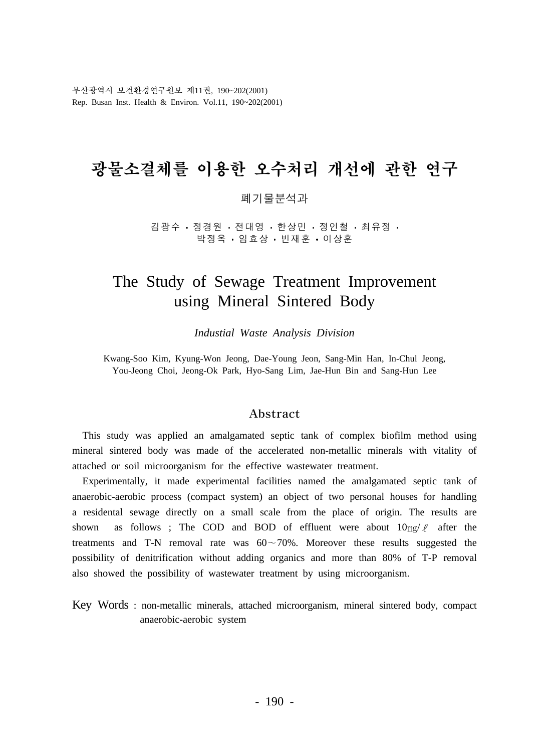# 광물소결체를 이용한 오수처리 개선에 관한 연구

폐기물분석과

김광수 · 정경원 · 전대영 · 한상민 · 정인철 · 최유정 ·
박정옥 · 임효상 · 빈재훈 · 이상훈

# The Study of Sewage Treatment Improvement using Mineral Sintered Body

*Industial Waste Analysis Division*

Kwang-Soo Kim, Kyung-Won Jeong, Dae-Young Jeon, Sang-Min Han, In-Chul Jeong, You-Jeong Choi, Jeong-Ok Park, Hyo-Sang Lim, Jae-Hun Bin and Sang-Hun Lee

## Abstract

This study was applied an amalgamated septic tank of complex biofilm method using mineral sintered body was made of the accelerated non-metallic minerals with vitality of attached or soil microorganism for the effective wastewater treatment.

Experimentally, it made experimental facilities named the amalgamated septic tank of anaerobic-aerobic process (compact system) an object of two personal houses for handling a residental sewage directly on a small scale from the place of origin. The results are shown as follows ; The COD and BOD of effluent were about 10㎎/ℓ after the treatments and T-N removal rate was 60～70%. Moreover these results suggested the possibility of denitrification without adding organics and more than 80% of T-P removal also showed the possibility of wastewater treatment by using microorganism.

Key Words : non-metallic minerals, attached microorganism, mineral sintered body, compact anaerobic-aerobic system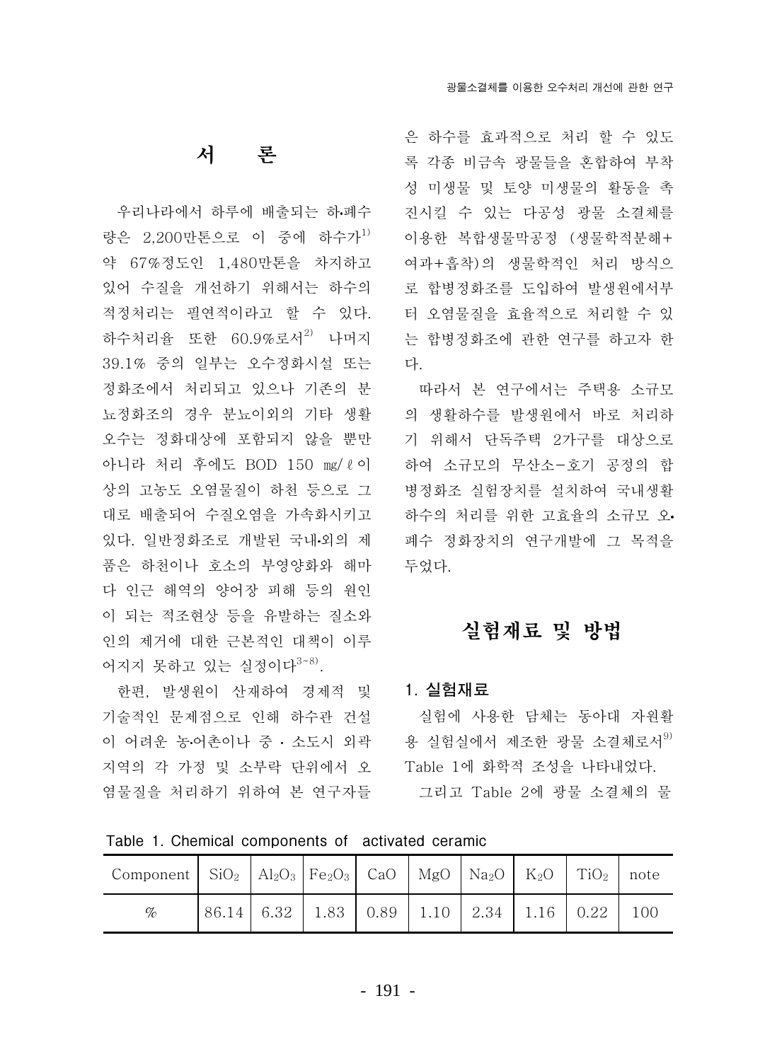# 서 론

우리나라에서 하루에 배출되는 하•폐수량은 2,200만톤으로 이 중에 하수가[1] 약 67%정도인 1,480만톤을 차지하고 있어 수질을 개선하기 위해서는 하수의 적정처리는 필연적이라고 할 수 있다. 하수처리율 또한 60.9%로서[2] 나머지 39.1% 중의 일부는 오수정화시설 또는 정화조에서 처리되고 있으나 기존의 분뇨정화조의 경우 분뇨이외의 기타 생활오수는 정화대상에 포함되지 않을 뿐만 아니라 처리 후에도 BOD 150 ㎎/ℓ이상의 고농도 오염물질이 하천 등으로 그대로 배출되어 수질오염을 가속화시키고 있다. 일반정화조로 개발된 국내•외의 제품은 하천이나 호소의 부영양화와 해마다 인근 해역의 양어장 피해 등의 원인이 되는 적조현상 등을 유발하는 질소와 인의 제거에 대한 근본적인 대책이 이루어지지 못하고 있는 실정이다[3~8].

한편, 발생원이 산재하여 경제적 및 기술적인 문제점으로 인해 하수관 건설이 어려운 농•어촌이나 중 · 소도시 외곽지역의 각 가정 및 소부락 단위에서 오염물질을 처리하기 위하여 본 연구자들은 하수를 효과적으로 처리 할 수 있도록 각종 비금속 광물들을 혼합하여 부착성 미생물 및 토양 미생물의 활동을 촉진시킬 수 있는 다공성 광물 소결체를 이용한 복합생물막공정 (생물학적분해+여과+흡착)의 생물학적인 처리 방식으로 합병정화조를 도입하여 발생원에서부터 오염물질을 효율적으로 처리할 수 있는 합병정화조에 관한 연구를 하고자 한다.

따라서 본 연구에서는 주택용 소규모의 생활하수를 발생원에서 바로 처리하기 위해서 단독주택 2가구를 대상으로 하여 소규모의 무산소-호기 공정의 합병정화조 실험장치를 설치하여 국내생활하수의 처리를 위한 고효율의 소규모 오•폐수 정화장치의 연구개발에 그 목적을 두었다.

# 실험재료 및 방법

## 1. 실험재료

실험에 사용한 담체는 동아대 자원활용 실험실에서 제조한 광물 소결체로서[9] Table 1에 화학적 조성을 나타내었다.

그리고 Table 2에 광물 소결체의 물

Table 1. Chemical components of activated ceramic

| Component | $SiO_2$ | $Al_2O_3$ | $Fe_2O_3$ | CaO | MgO | $Na_2O$ | $K_2O$ | $TiO_2$ | note |
|---|---|---|---|---|---|---|---|---|---|
| % | 86.14 | 6.32 | 1.83 | 0.89 | 1.10 | 2.34 | 1.16 | 0.22 | 100 |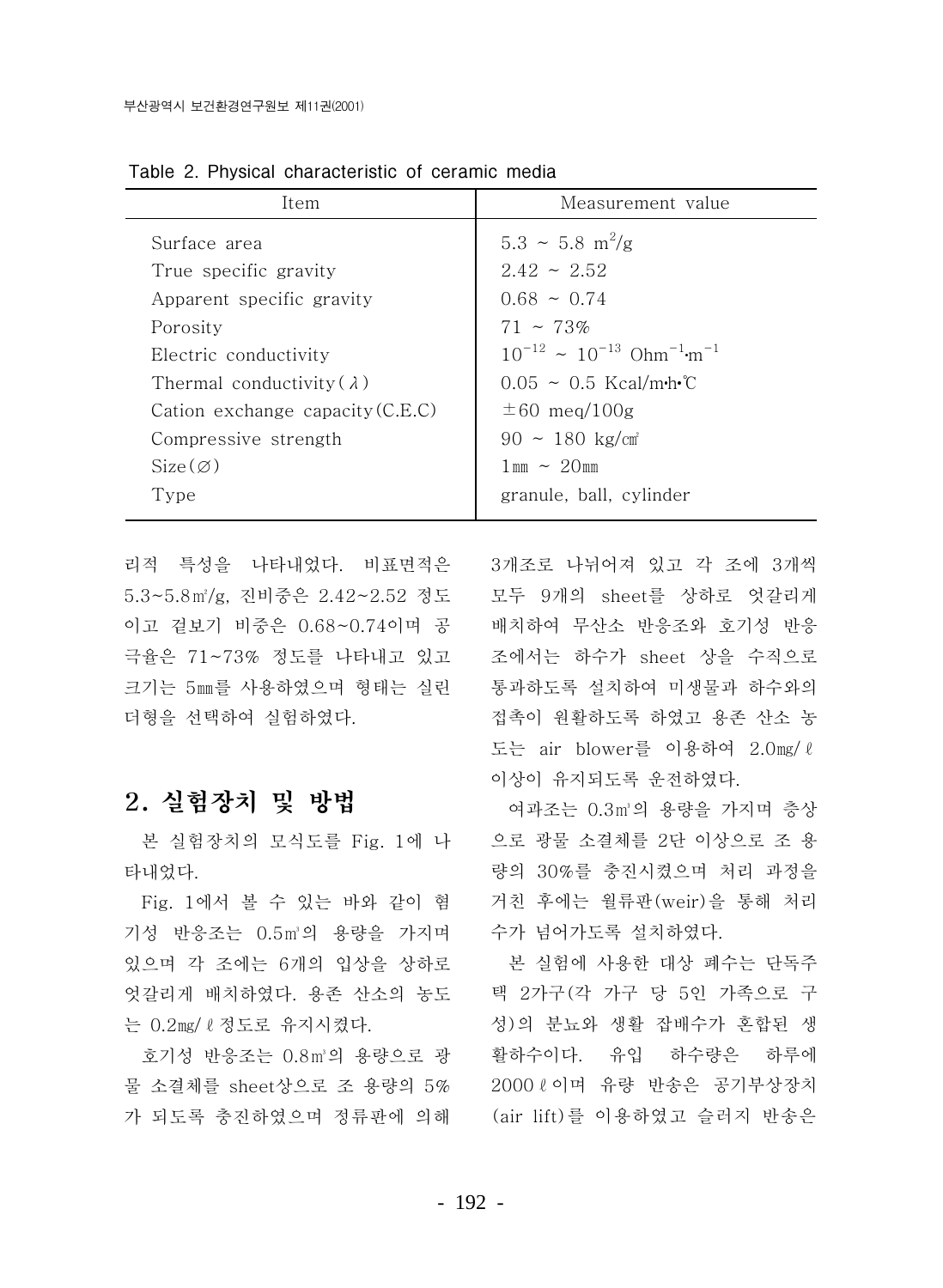Table 2. Physical characteristic of ceramic media

| Item | Measurement value |
|---|---|
| Surface area | 5.3 ~ 5.8 $m^2/g$ |
| True specific gravity | 2.42 ~ 2.52 |
| Apparent specific gravity | 0.68 ~ 0.74 |
| Porosity | 71 ~ 73% |
| Electric conductivity | $10^{-12}$ ~ $10^{-13}$ $Ohm^{-1} \cdot m^{-1}$ |
| Thermal conductivity($\lambda$) | 0.05 ~ 0.5 Kcal/m·h·℃ |
| Cation exchange capacity(C.E.C) | ±60 meq/100g |
| Compressive strength | 90 ~ 180 kg/㎠ |
| Size(∅) | 1㎜ ~ 20㎜ |
| Type | granule, ball, cylinder |

리적 특성을 나타내었다. 비표면적은 5.3~5.8㎡/g, 진비중은 2.42~2.52 정도이고 겉보기 비중은 0.68~0.74이며 공극율은 71~73% 정도를 나타내고 있고 크기는 5㎜를 사용하였으며 형태는 실린더형을 선택하여 실험하였다.

## 2. 실험장치 및 방법

본 실험장치의 모식도를 Fig. 1에 나타내었다.

Fig. 1에서 볼 수 있는 바와 같이 혐기성 반응조는 0.5㎥의 용량을 가지며 있으며 각 조에는 6개의 입상을 상하로 엇갈리게 배치하였다. 용존 산소의 농도는 0.2㎎/ℓ 정도로 유지시켰다.

호기성 반응조는 0.8㎥의 용량으로 광물 소결체를 sheet상으로 조 용량의 5%가 되도록 충진하였으며 정류판에 의해 3개조로 나뉘어져 있고 각 조에 3개씩 모두 9개의 sheet를 상하로 엇갈리게 배치하여 무산소 반응조와 호기성 반응조에서는 하수가 sheet 상을 수직으로 통과하도록 설치하여 미생물과 하수와의 접촉이 원활하도록 하였고 용존 산소 농도는 air blower를 이용하여 2.0㎎/ℓ 이상이 유지되도록 운전하였다.

여과조는 0.3㎥의 용량을 가지며 층상으로 광물 소결체를 2단 이상으로 조 용량의 30%를 충진시켰으며 처리 과정을 거친 후에는 월류판(weir)을 통해 처리수가 넘어가도록 설치하였다.

본 실험에 사용한 대상 폐수는 단독주택 2가구(각 가구 당 5인 가족으로 구성)의 분뇨와 생활 잡배수가 혼합된 생활하수이다. 유입 하수량은 하루에 2000ℓ이며 유량 반송은 공기부상장치(air lift)를 이용하였고 슬러지 반송은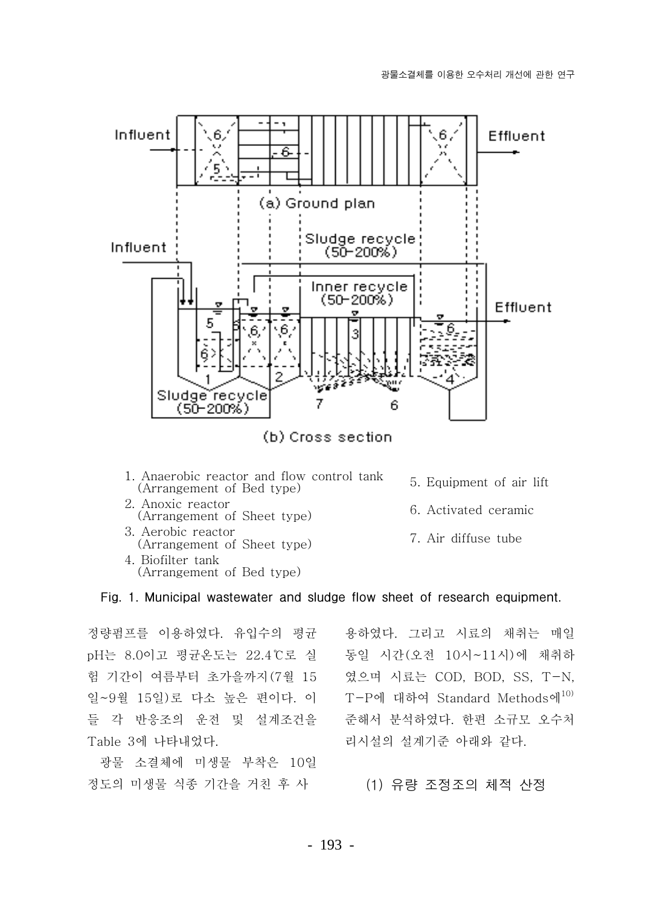Influent

(a) Ground plan

Sludge recycle (50-200%)

Inner recycle (50-200%)

Effluent

Sludge recycle (50-200%)

(b) Cross section

1. Anaerobic reactor and flow control tank (Arrangement of Bed type)
2. Anoxic reactor (Arrangement of Sheet type)
3. Aerobic reactor (Arrangement of Sheet type)
4. Biofilter tank (Arrangement of Bed type)
5. Equipment of air lift
6. Activated ceramic
7. Air diffuse tube

**Fig. 1. Municipal wastewater and sludge flow sheet of research equipment.**

정량펌프를 이용하였다. 유입수의 평균 pH는 8.0이고 평균온도는 22.4℃로 실험 기간이 여름부터 초가을까지(7월 15일~9월 15일)로 다소 높은 편이다. 이들 각 반응조의 운전 및 설계조건을 Table 3에 나타내었다.

광물 소결체에 미생물 부착은 10일 정도의 미생물 식종 기간을 거친 후 사용하였다. 그리고 시료의 채취는 매일 동일 시간(오전 10시~11시)에 채취하였으며 시료는 COD, BOD, SS, T-N, T-P에 대하여 Standard Methods에[10] 준해서 분석하였다. 한편 소규모 오수처리시설의 설계기준 아래와 같다.

### (1) 유량 조정조의 체적 산정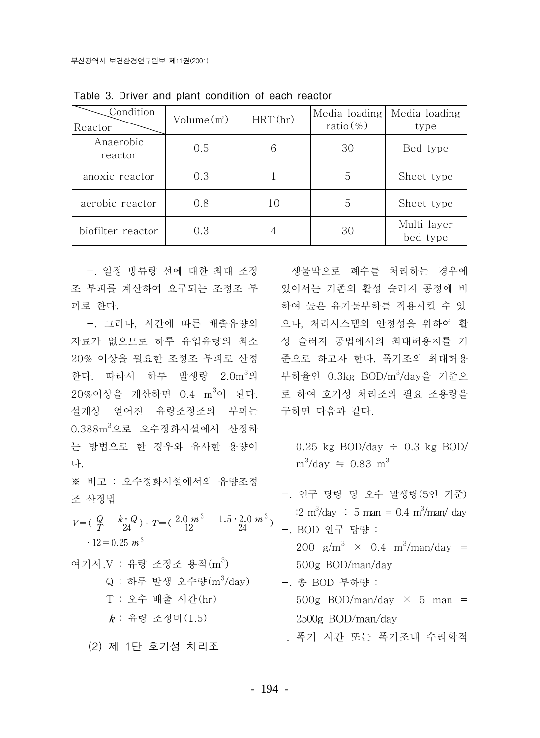Table 3. Driver and plant condition of each reactor

| Reactor \ Condition | Volume(㎥) | HRT(hr) | Media loading ratio(%) | Media loading type |
|---|---|---|---|---|
| Anaerobic reactor | 0.5 | 6 | 30 | Bed type |
| anoxic reactor | 0.3 | 1 | 5 | Sheet type |
| aerobic reactor | 0.8 | 10 | 5 | Sheet type |
| biofilter reactor | 0.3 | 4 | 30 | Multi layer bed type |

-. 일정 방류량 선에 대한 최대 조정조 부피를 계산하여 요구되는 조정조 부피로 한다.

-. 그러나, 시간에 따른 배출유량의 자료가 없으므로 하루 유입유량의 최소 20% 이상을 필요한 조정조 부피로 산정한다. 따라서 하루 발생량 $2.0m^3$의 20%이상을 계산하면 0.4 $m^3$이 된다. 설계상 얻어진 유량조정조의 부피는 $0.388m^3$으로 오수정화시설에서 산정하는 방법으로 한 경우와 유사한 용량이다.

※ 비고 : 오수정화시설에서의 유량조정조 산정법

$$V=\left(\frac{Q}{T}-\frac{k\cdot Q}{24}\right)\cdot T=\left(\frac{2.0\ m^3}{12}-\frac{1.5\cdot 2.0\ m^3}{24}\right)\cdot 12=0.25\ m^3$$

여기서, V : 유량 조정조 용적($m^3$)
Q : 하루 발생 오수량($m^3$/day)
T : 오수 배출 시간(hr)
$k$ : 유량 조정비(1.5)

(2) 제 1단 호기성 처리조

생물막으로 폐수를 처리하는 경우에 있어서는 기존의 활성 슬러지 공정에 비하여 높은 유기물부하를 적용시킬 수 있으나, 처리시스템의 안정성을 위하여 활성 슬러지 공법에서의 최대허용치를 기준으로 하고자 한다. 폭기조의 최대허용부하율인 0.3kg BOD/$m^3$/day을 기준으로 하여 호기성 처리조의 필요 조용량을 구하면 다음과 같다.

0.25 kg BOD/day ÷ 0.3 kg BOD/$m^3$/day ≒ 0.83 $m^3$

-. 인구 당량 당 오수 발생량(5인 기준) :2 $m^3$/day ÷ 5 man = 0.4 $m^3$/man/ day

-. BOD 인구 당량 : 200 g/$m^3$ × 0.4 $m^3$/man/day = 500g BOD/man/day

-. 총 BOD 부하량 : 500g BOD/man/day × 5 man = 2500g BOD/man/day

-. 폭기 시간 또는 폭기조내 수리학적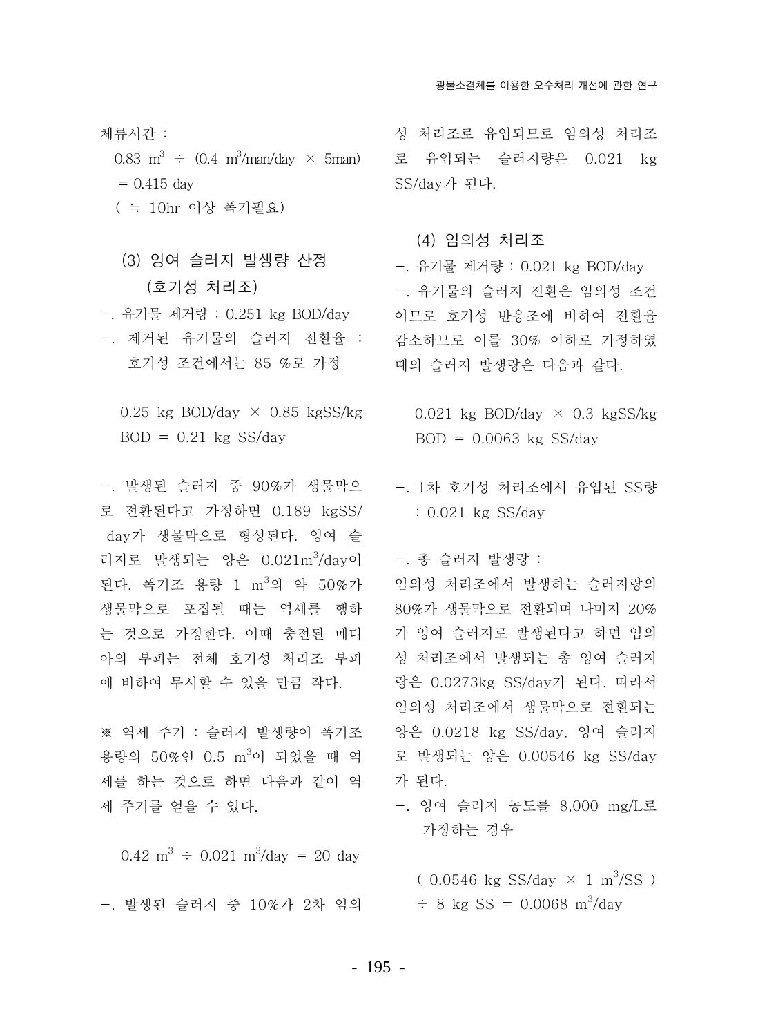체류시간 :

$0.83\ m^3 \div (0.4\ m^3/man/day \times 5man) = 0.415\ day$

( ≒ 10hr 이상 폭기필요)

### (3) 잉여 슬러지 발생량 산정 (호기성 처리조)

-. 유기물 제거량 : 0.251 kg BOD/day

-. 제거된 유기물의 슬러지 전환율 : 호기성 조건에서는 85 %로 가정

$0.25\ kg\ BOD/day \times 0.85\ kgSS/kg\ BOD = 0.21\ kg\ SS/day$

-. 발생된 슬러지 중 90%가 생물막으로 전환된다고 가정하면 0.189 kgSS/day가 생물막으로 형성된다. 잉여 슬러지로 발생되는 양은 $0.021m^3/day$이 된다. 폭기조 용량 1 $m^3$의 약 50%가 생물막으로 포집될 때는 역세를 행하는 것으로 가정한다. 이때 충전된 메디아의 부피는 전체 호기성 처리조 부피에 비하여 무시할 수 있을 만큼 작다.

※ 역세 주기 : 슬러지 발생량이 폭기조 용량의 50%인 0.5 $m^3$이 되었을 때 역세를 하는 것으로 하면 다음과 같이 역세 주기를 얻을 수 있다.

$0.42\ m^3 \div 0.021\ m^3/day = 20\ day$

-. 발생된 슬러지 중 10%가 2차 임의성 처리조로 유입되므로 임의성 처리조로 유입되는 슬러지량은 0.021 kg SS/day가 된다.

### (4) 임의성 처리조

-. 유기물 제거량 : 0.021 kg BOD/day

-. 유기물의 슬러지 전환은 임의성 조건이므로 호기성 반응조에 비하여 전환율 감소하므로 이를 30% 이하로 가정하였때의 슬러지 발생량은 다음과 같다.

$0.021\ kg\ BOD/day \times 0.3\ kgSS/kg\ BOD = 0.0063\ kg\ SS/day$

-. 1차 호기성 처리조에서 유입된 SS량 : 0.021 kg SS/day

-. 총 슬러지 발생량 :

임의성 처리조에서 발생하는 슬러지량의 80%가 생물막으로 전환되며 나머지 20%가 잉여 슬러지로 발생된다고 하면 임의성 처리조에서 발생되는 총 잉여 슬러지량은 0.0273kg SS/day가 된다. 따라서 임의성 처리조에서 생물막으로 전환되는 양은 0.0218 kg SS/day, 잉여 슬러지로 발생되는 양은 0.00546 kg SS/day가 된다.

-. 잉여 슬러지 농도를 8,000 mg/L로 가정하는 경우

$( 0.0546\ kg\ SS/day \times 1\ m^3/SS ) \div 8\ kg\ SS = 0.0068\ m^3/day$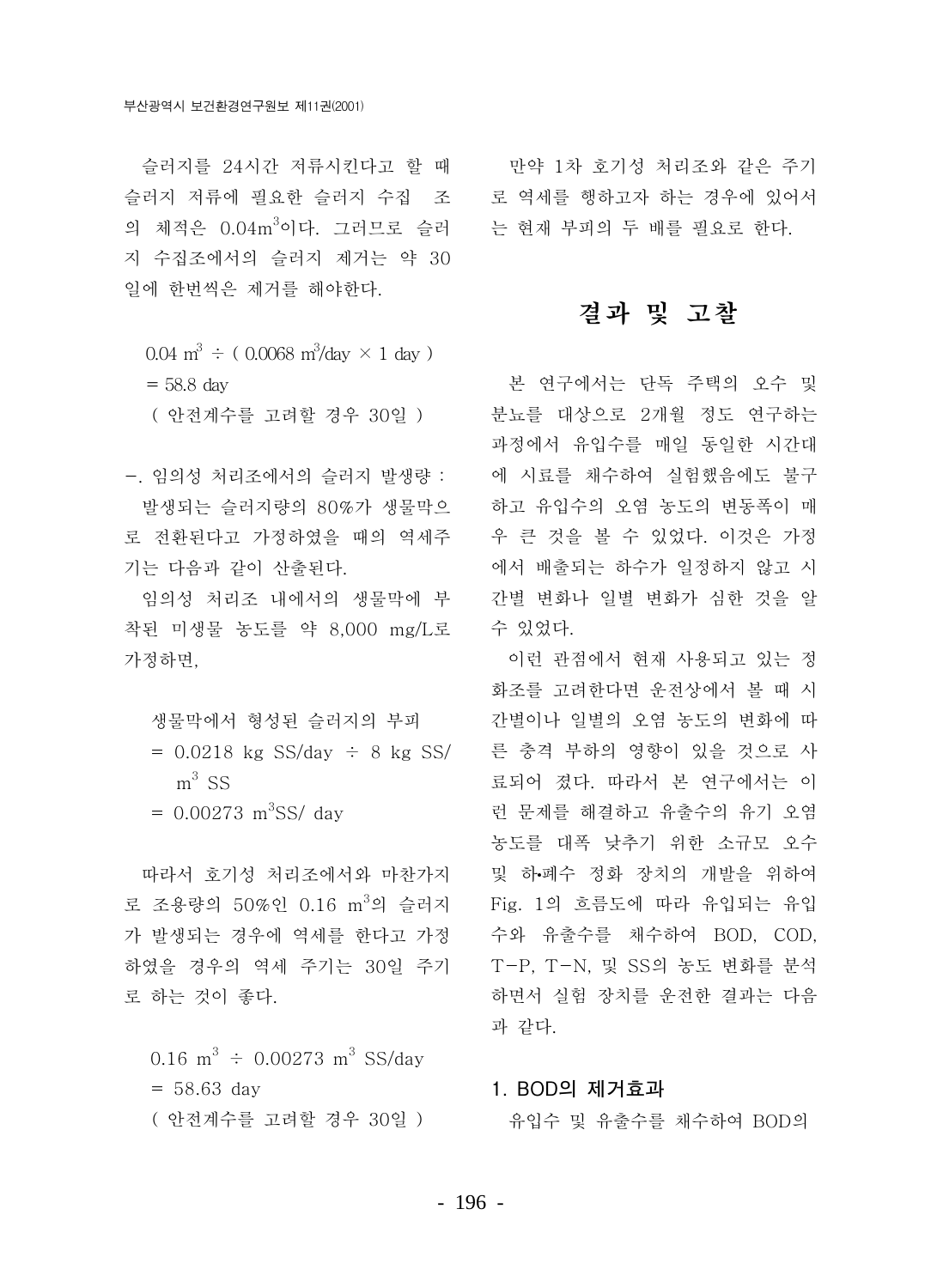슬러지를 24시간 저류시킨다고 할 때 슬러지 저류에 필요한 슬러지 수집 조의 체적은 $0.04m^3$이다. 그러므로 슬러지 수집조에서의 슬러지 제거는 약 30일에 한번씩은 제거를 해야한다.

$$0.04\ m^3 \div (0.0068\ m^3/day \times 1\ day)$$
$$= 58.8\ day$$

( 안전계수를 고려할 경우 30일 )

-. 임의성 처리조에서의 슬러지 발생량 : 발생되는 슬러지량의 80%가 생물막으로 전환된다고 가정하였을 때의 역세주기는 다음과 같이 산출된다.

임의성 처리조 내에서의 생물막에 부착된 미생물 농도를 약 8,000 mg/L로 가정하면,

생물막에서 형성된 슬러지의 부피

$$= 0.0218\ kg\ SS/day \div 8\ kg\ SS/m^3\ SS$$
$$= 0.00273\ m^3 SS/day$$

따라서 호기성 처리조에서와 마찬가지로 조용량의 50%인 $0.16\ m^3$의 슬러지가 발생되는 경우에 역세를 한다고 가정하였을 경우의 역세 주기는 30일 주기로 하는 것이 좋다.

$$0.16\ m^3 \div 0.00273\ m^3\ SS/day$$
$$= 58.63\ day$$

( 안전계수를 고려할 경우 30일 )

만약 1차 호기성 처리조와 같은 주기로 역세를 행하고자 하는 경우에 있어서는 현재 부피의 두 배를 필요로 한다.

# 결과 및 고찰

본 연구에서는 단독 주택의 오수 및 분뇨를 대상으로 2개월 정도 연구하는 과정에서 유입수를 매일 동일한 시간대에 시료를 채수하여 실험했음에도 불구하고 유입수의 오염 농도의 변동폭이 매우 큰 것을 볼 수 있었다. 이것은 가정에서 배출되는 하수가 일정하지 않고 시간별 변화나 일별 변화가 심한 것을 알 수 있었다.

이런 관점에서 현재 사용되고 있는 정화조를 고려한다면 운전상에서 볼 때 시간별이나 일별의 오염 농도의 변화에 따른 충격 부하의 영향이 있을 것으로 사료되어 졌다. 따라서 본 연구에서는 이런 문제를 해결하고 유출수의 유기 오염 농도를 대폭 낮추기 위한 소규모 오수 및 하•폐수 정화 장치의 개발을 위하여 Fig. 1의 흐름도에 따라 유입되는 유입수와 유출수를 채수하여 BOD, COD, T-P, T-N, 및 SS의 농도 변화를 분석하면서 실험 장치를 운전한 결과는 다음과 같다.

## 1. BOD의 제거효과

유입수 및 유출수를 채수하여 BOD의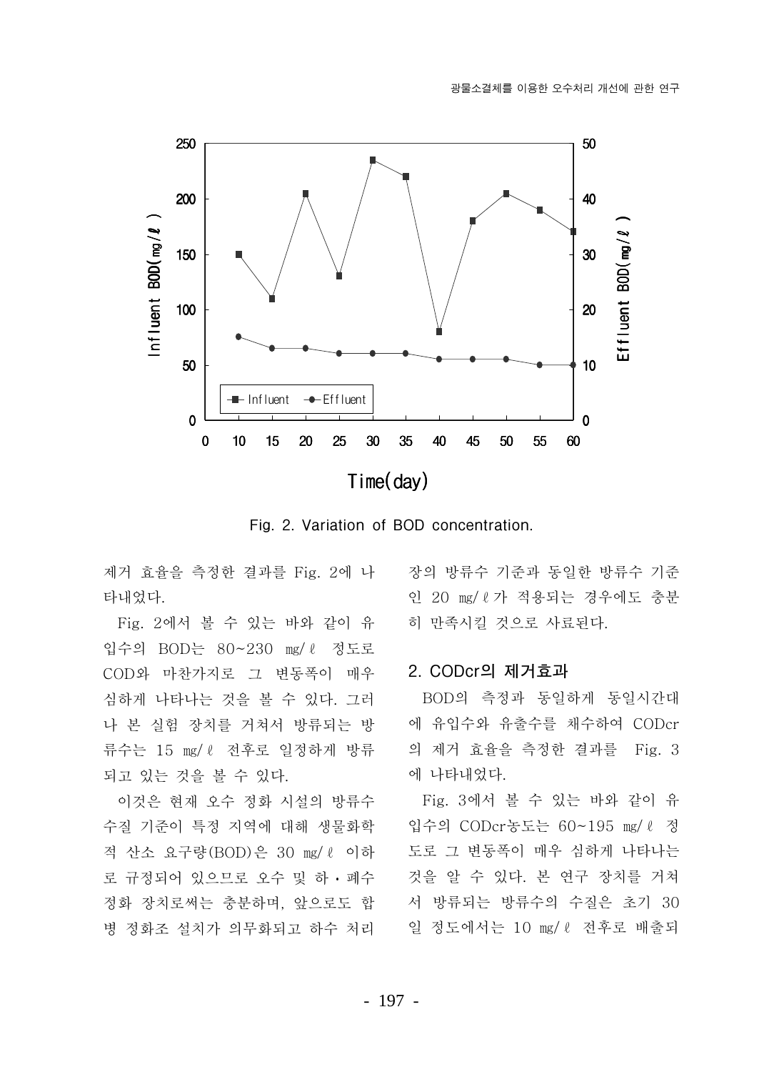Fig. 2. Variation of BOD concentration.

제거 효율을 측정한 결과를 Fig. 2에 나타내었다.

Fig. 2에서 볼 수 있는 바와 같이 유입수의 BOD는 80~230 ㎎/ℓ 정도로 COD와 마찬가지로 그 변동폭이 매우 심하게 나타나는 것을 볼 수 있다. 그러나 본 실험 장치를 거쳐서 방류되는 방류수는 15 ㎎/ℓ 전후로 일정하게 방류되고 있는 것을 볼 수 있다.

이것은 현재 오수 정화 시설의 방류수 수질 기준이 특정 지역에 대해 생물화학적 산소 요구량(BOD)은 30 ㎎/ℓ 이하로 규정되어 있으므로 오수 및 하・폐수 정화 장치로써는 충분하며, 앞으로도 합병 정화조 설치가 의무화되고 하수 처리장의 방류수 기준과 동일한 방류수 기준인 20 ㎎/ℓ가 적용되는 경우에도 충분히 만족시킬 것으로 사료된다.

## 2. CODcr의 제거효과

BOD의 측정과 동일하게 동일시간대에 유입수와 유출수를 채수하여 CODcr의 제거 효율을 측정한 결과를 Fig. 3에 나타내었다.

Fig. 3에서 볼 수 있는 바와 같이 유입수의 CODcr농도는 60~195 ㎎/ℓ 정도로 그 변동폭이 매우 심하게 나타나는 것을 알 수 있다. 본 연구 장치를 거쳐서 방류되는 방류수의 수질은 초기 30일 정도에서는 10 ㎎/ℓ 전후로 배출되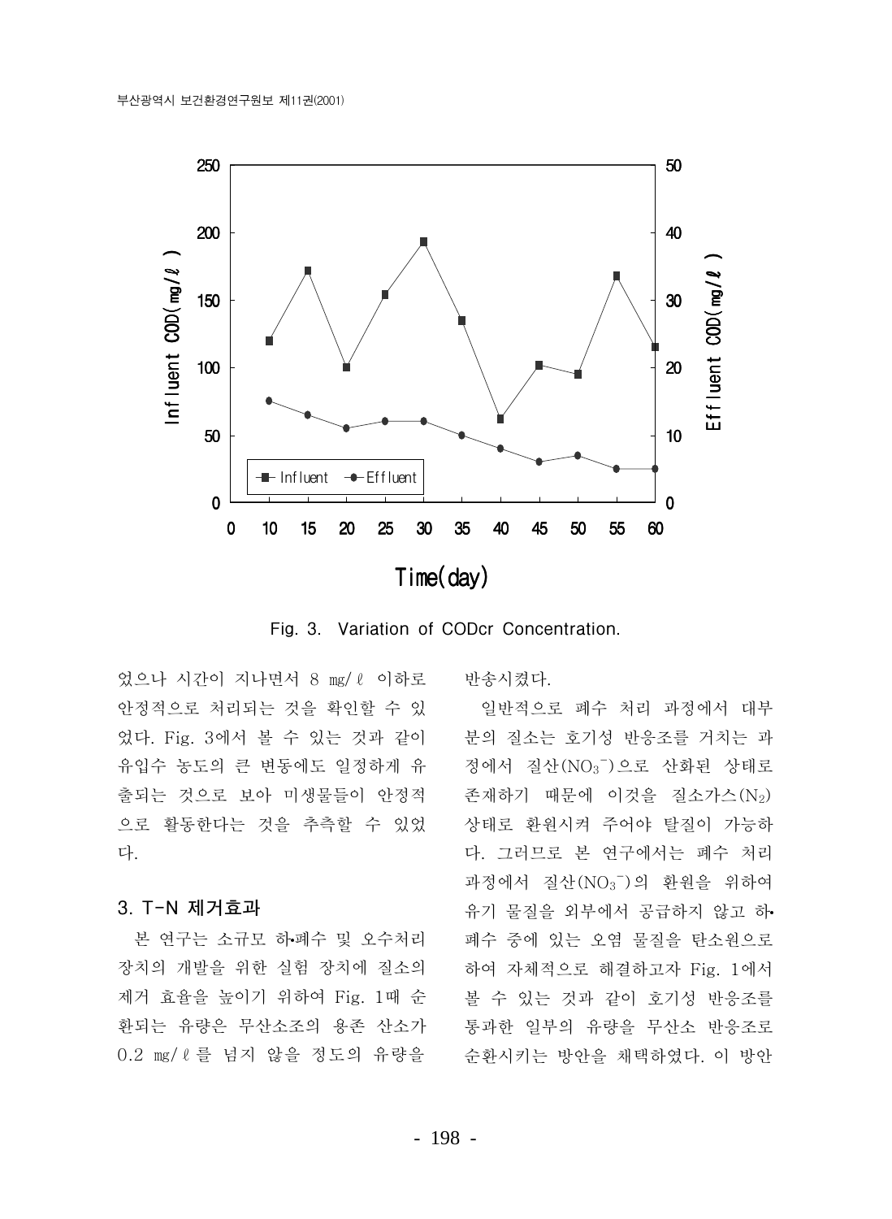Fig. 3. Variation of CODcr Concentration.

었으나 시간이 지나면서 8 ㎎/ℓ 이하로 안정적으로 처리되는 것을 확인할 수 있었다. Fig. 3에서 볼 수 있는 것과 같이 유입수 농도의 큰 변동에도 일정하게 유출되는 것으로 보아 미생물들이 안정적으로 활동한다는 것을 추측할 수 있었다.

### 3. T-N 제거효과

본 연구는 소규모 하•폐수 및 오수처리 장치의 개발을 위한 실험 장치에 질소의 제거 효율을 높이기 위하여 Fig. 1때 순환되는 유량은 무산소조의 용존 산소가 0.2 ㎎/ℓ를 넘지 않을 정도의 유량을 반송시켰다.

일반적으로 폐수 처리 과정에서 대부분의 질소는 호기성 반응조를 거치는 과정에서 질산($NO_3^-$)으로 산화된 상태로 존재하기 때문에 이것을 질소가스($N_2$) 상태로 환원시켜 주어야 탈질이 가능하다. 그러므로 본 연구에서는 폐수 처리 과정에서 질산($NO_3^-$)의 환원을 위하여 유기 물질을 외부에서 공급하지 않고 하•폐수 중에 있는 오염 물질을 탄소원으로 하여 자체적으로 해결하고자 Fig. 1에서 볼 수 있는 것과 같이 호기성 반응조를 통과한 일부의 유량을 무산소 반응조로 순환시키는 방안을 채택하였다. 이 방안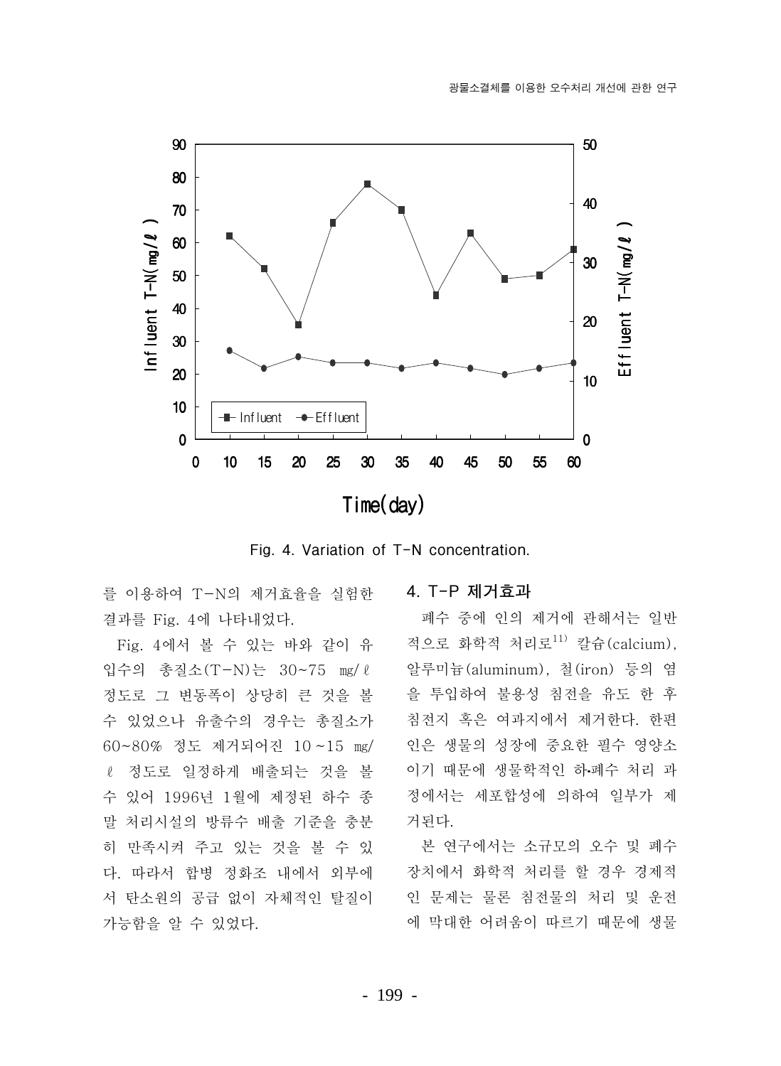Fig. 4. Variation of T-N concentration.

를 이용하여 T-N의 제거효율을 실험한 결과를 Fig. 4에 나타내었다.

Fig. 4에서 볼 수 있는 바와 같이 유입수의 총질소(T-N)는 30~75 mg/ℓ 정도로 그 변동폭이 상당히 큰 것을 볼 수 있었으나 유출수의 경우는 총질소가 60~80% 정도 제거되어진 10~15 mg/ℓ 정도로 일정하게 배출되는 것을 볼 수 있어 1996년 1월에 제정된 하수 종말 처리시설의 방류수 배출 기준을 충분히 만족시켜 주고 있는 것을 볼 수 있다. 따라서 합병 정화조 내에서 외부에서 탄소원의 공급 없이 자체적인 탈질이 가능함을 알 수 있었다.

### 4. T-P 제거효과

폐수 중에 인의 제거에 관해서는 일반적으로 화학적 처리로[11] 칼슘(calcium), 알루미늄(aluminum), 철(iron) 등의 염을 투입하여 불용성 침전을 유도 한 후 침전지 혹은 여과지에서 제거한다. 한편 인은 생물의 성장에 중요한 필수 영양소이기 때문에 생물학적인 하·폐수 처리 과정에서는 세포합성에 의하여 일부가 제거된다.

본 연구에서는 소규모의 오수 및 폐수 장치에서 화학적 처리를 할 경우 경제적인 문제는 물론 침전물의 처리 및 운전에 막대한 어려움이 따르기 때문에 생물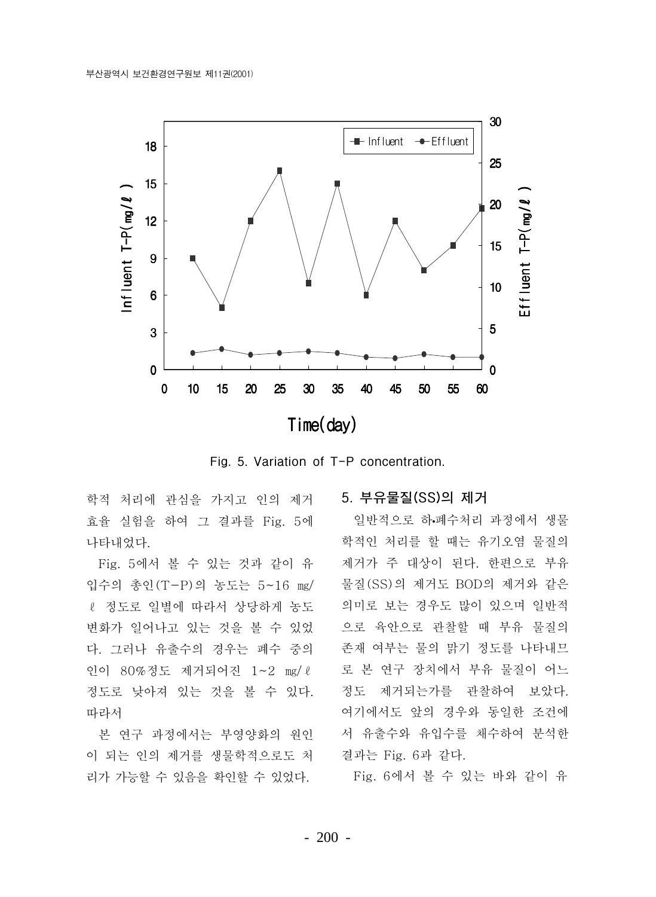Fig. 5. Variation of T-P concentration.

학적 처리에 관심을 가지고 인의 제거 효율 실험을 하여 그 결과를 Fig. 5에 나타내었다.

Fig. 5에서 볼 수 있는 것과 같이 유입수의 총인(T-P)의 농도는 5~16 ㎎/ℓ 정도로 일별에 따라서 상당하게 농도 변화가 일어나고 있는 것을 볼 수 있었다. 그러나 유출수의 경우는 폐수 중의 인이 80%정도 제거되어진 1~2 ㎎/ℓ 정도로 낮아져 있는 것을 볼 수 있다. 따라서

본 연구 과정에서는 부영양화의 원인이 되는 인의 제거를 생물학적으로도 처리가 가능할 수 있음을 확인할 수 있었다.

## 5. 부유물질(SS)의 제거

일반적으로 하•폐수처리 과정에서 생물학적인 처리를 할 때는 유기오염 물질의 제거가 주 대상이 된다. 한편으로 부유물질(SS)의 제거도 BOD의 제거와 같은 의미로 보는 경우도 많이 있으며 일반적으로 육안으로 관찰할 때 부유 물질의 존재 여부는 물의 맑기 정도를 나타내므로 본 연구 장치에서 부유 물질이 어느 정도 제거되는가를 관찰하여 보았다. 여기에서도 앞의 경우와 동일한 조건에서 유출수와 유입수를 채수하여 분석한 결과는 Fig. 6과 같다.

Fig. 6에서 볼 수 있는 바와 같이 유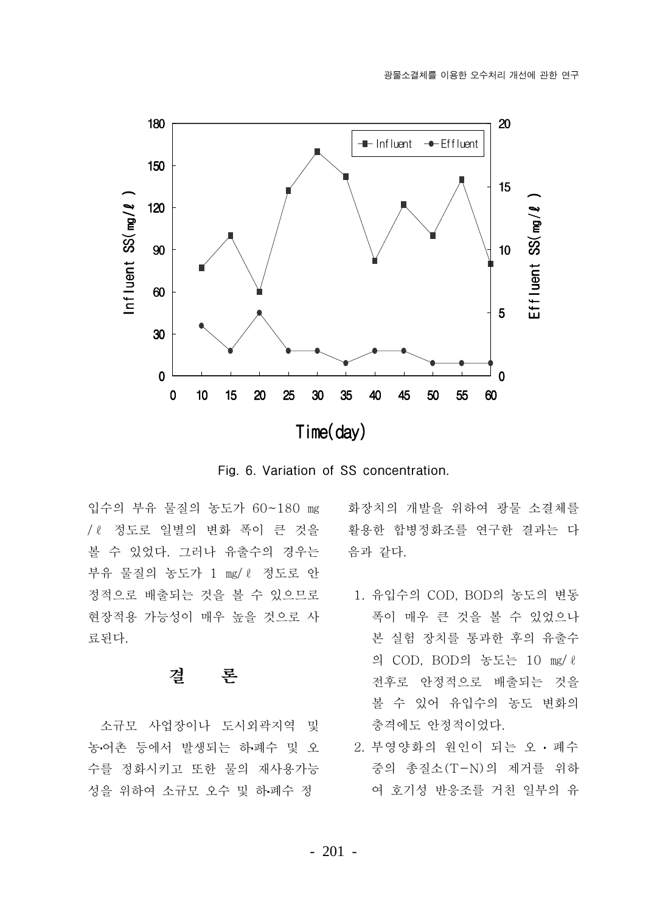Fig. 6. Variation of SS concentration.

입수의 부유 물질의 농도가 60~180 ㎎/ℓ 정도로 일별의 변화 폭이 큰 것을 볼 수 있었다. 그러나 유출수의 경우는 부유 물질의 농도가 1 ㎎/ℓ 정도로 안정적으로 배출되는 것을 볼 수 있으므로 현장적용 가능성이 매우 높을 것으로 사료된다.

## 결　론

소규모 사업장이나 도시외곽지역 및 농•어촌 등에서 발생되는 하•폐수 및 오수를 정화시키고 또한 물의 재사용가능성을 위하여 소규모 오수 및 하•폐수 정화장치의 개발을 위하여 광물 소결체를 활용한 합병정화조를 연구한 결과는 다음과 같다.

1. 유입수의 COD, BOD의 농도의 변동 폭이 매우 큰 것을 볼 수 있었으나 본 실험 장치를 통과한 후의 유출수의 COD, BOD의 농도는 10 ㎎/ℓ 전후로 안정적으로 배출되는 것을 볼 수 있어 유입수의 농도 변화의 충격에도 안정적이었다.
2. 부영양화의 원인이 되는 오・폐수 중의 총질소(T-N)의 제거를 위하여 호기성 반응조를 거친 일부의 유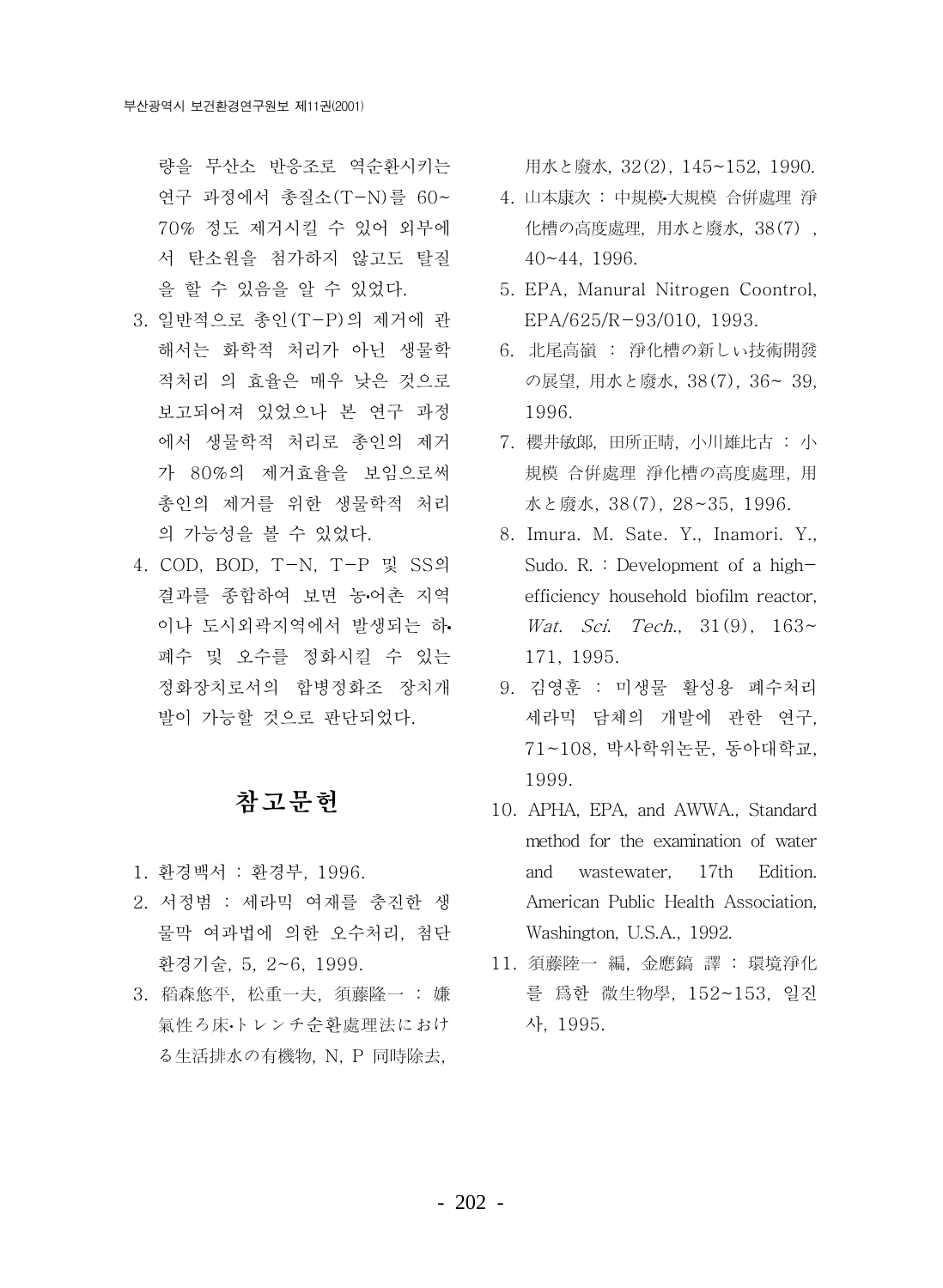량을 무산소 반응조로 역순환시키는 연구 과정에서 총질소(T-N)를 60~70% 정도 제거시킬 수 있어 외부에서 탄소원을 첨가하지 않고도 탈질을 할 수 있음을 알 수 있었다.

3. 일반적으로 총인(T-P)의 제거에 관해서는 화학적 처리가 아닌 생물학적처리 의 효율은 매우 낮은 것으로 보고되어져 있었으나 본 연구 과정에서 생물학적 처리로 총인의 제거가 80%의 제거효율을 보임으로써 총인의 제거를 위한 생물학적 처리의 가능성을 볼 수 있었다.

4. COD, BOD, T-N, T-P 및 SS의 결과를 종합하여 보면 농•어촌 지역이나 도시외곽지역에서 발생되는 하•폐수 및 오수를 정화시킬 수 있는 정화장치로서의 합병정화조 장치개발이 가능할 것으로 판단되었다.

## 참고문헌

1. 환경백서 : 환경부, 1996.
2. 서정범 : 세라믹 여재를 충진한 생물막 여과법에 의한 오수처리, 첨단환경기술, 5, 2~6, 1999.
3. 稻森悠平, 松重一夫, 須藤隆一 : 嫌氣性ろ床•トレンチ순환處理法における生活排水の有機物, N, P 同時除去, 用水と廢水, 32(2), 145~152, 1990.
4. 山本康次 : 中規模•大規模 合併處理 淨化槽の高度處理, 用水と廢水, 38(7), 40~44, 1996.
5. EPA, Manural Nitrogen Coontrol, EPA/625/R-93/010, 1993.
6. 北尾高嶺 : 淨化槽の新しぃ技術開發の展望, 用水と廢水, 38(7), 36~ 39, 1996.
7. 櫻井敏郎, 田所正晴, 小川雄比古 : 小規模 合併處理 淨化槽の高度處理, 用水と廢水, 38(7), 28~35, 1996.
8. Imura. M. Sate. Y., Inamori. Y., Sudo. R. : Development of a high-efficiency household biofilm reactor, *Wat. Sci. Tech.*, 31(9), 163~171, 1995.
9. 김영훈 : 미생물 활성용 폐수처리 세라믹 담체의 개발에 관한 연구, 71~108, 박사학위논문, 동아대학교, 1999.
10. APHA, EPA, and AWWA., Standard method for the examination of water and wastewater, 17th Edition. American Public Health Association, Washington, U.S.A., 1992.
11. 須藤陸一 編, 金應鎬 譯 : 環境淨化를 爲한 微生物學, 152~153, 일진사, 1995.